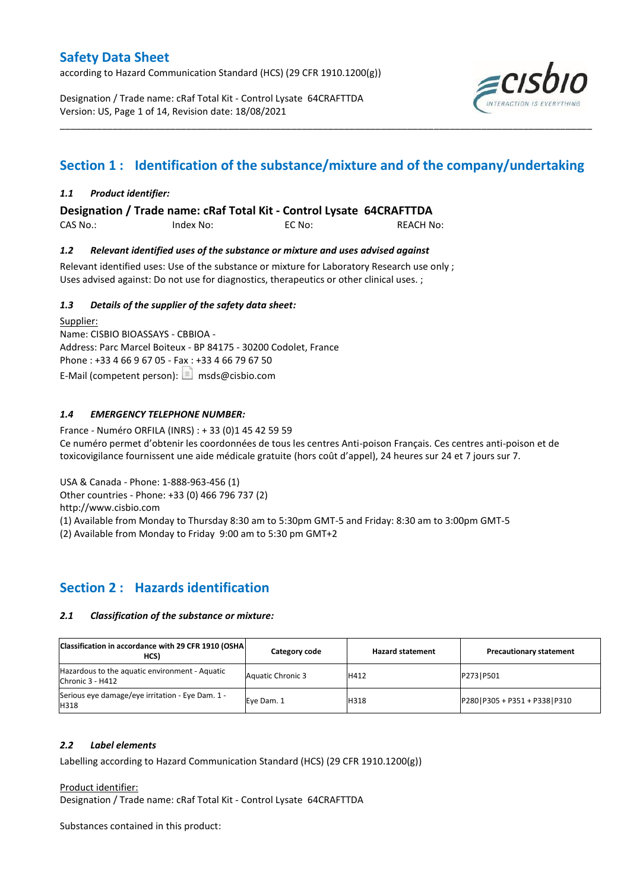# Safety Data Sheet

according to Hazard Communication Standard (HCS) (29 CFR 1910.1200(g))

Designation / Trade name: cRaf Total Kit - Control Lysate 64CRAFTTDA
Version: US, Page 1 of 14, Revision date: 18/08/2021

## Section 1 : Identification of the substance/mixture and of the company/undertaking

### *1.1 Product identifier:*

**Designation / Trade name: cRaf Total Kit - Control Lysate 64CRAFTTDA**

CAS No.: Index No: EC No: REACH No:

### *1.2 Relevant identified uses of the substance or mixture and uses advised against*

Relevant identified uses: Use of the substance or mixture for Laboratory Research use only ;
Uses advised against: Do not use for diagnostics, therapeutics or other clinical uses. ;

### *1.3 Details of the supplier of the safety data sheet:*

Supplier:
Name: CISBIO BIOASSAYS - CBBIOA -
Address: Parc Marcel Boiteux - BP 84175 - 30200 Codolet, France
Phone : +33 4 66 9 67 05 - Fax : +33 4 66 79 67 50
E-Mail (competent person): msds@cisbio.com

### *1.4 EMERGENCY TELEPHONE NUMBER:*

France - Numéro ORFILA (INRS) : + 33 (0)1 45 42 59 59
Ce numéro permet d'obtenir les coordonnées de tous les centres Anti-poison Français. Ces centres anti-poison et de toxicovigilance fournissent une aide médicale gratuite (hors coût d'appel), 24 heures sur 24 et 7 jours sur 7.

USA & Canada - Phone: 1-888-963-456 (1)
Other countries - Phone: +33 (0) 466 796 737 (2)
http://www.cisbio.com
(1) Available from Monday to Thursday 8:30 am to 5:30pm GMT-5 and Friday: 8:30 am to 3:00pm GMT-5
(2) Available from Monday to Friday 9:00 am to 5:30 pm GMT+2

## Section 2 : Hazards identification

### *2.1 Classification of the substance or mixture:*

| Classification in accordance with 29 CFR 1910 (OSHA HCS) | Category code | Hazard statement | Precautionary statement |
|---|---|---|---|
| Hazardous to the aquatic environment - Aquatic Chronic 3 - H412 | Aquatic Chronic 3 | H412 | P273\|P501 |
| Serious eye damage/eye irritation - Eye Dam. 1 - H318 | Eye Dam. 1 | H318 | P280\|P305 + P351 + P338\|P310 |

### *2.2 Label elements*

Labelling according to Hazard Communication Standard (HCS) (29 CFR 1910.1200(g))

Product identifier:
Designation / Trade name: cRaf Total Kit - Control Lysate 64CRAFTTDA

Substances contained in this product: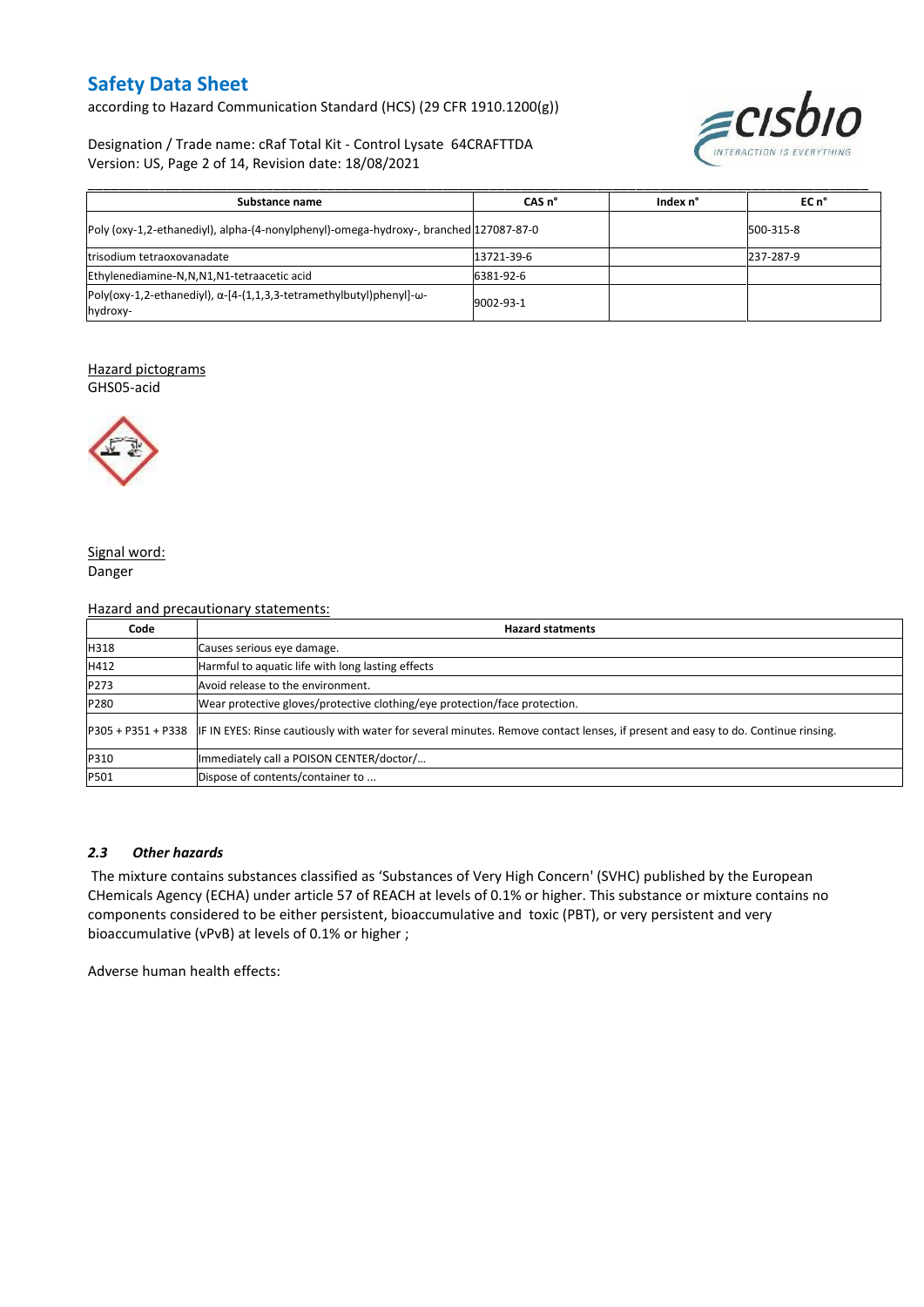| Substance name | CAS n° | Index n° | EC n° |
|---|---|---|---|
| Poly (oxy-1,2-ethanediyl), alpha-(4-nonylphenyl)-omega-hydroxy-, branched | 127087-87-0 | | 500-315-8 |
| trisodium tetraoxovanadate | 13721-39-6 | | 237-287-9 |
| Ethylenediamine-N,N,N1,N1-tetraacetic acid | 6381-92-6 | | |
| Poly(oxy-1,2-ethanediyl), α-[4-(1,1,3,3-tetramethylbutyl)phenyl]-ω-hydroxy- | 9002-93-1 | | |

Hazard pictograms

GHS05-acid

Signal word:

Danger

Hazard and precautionary statements:

| Code | Hazard statments |
|---|---|
| H318 | Causes serious eye damage. |
| H412 | Harmful to aquatic life with long lasting effects |
| P273 | Avoid release to the environment. |
| P280 | Wear protective gloves/protective clothing/eye protection/face protection. |
| P305 + P351 + P338 | IF IN EYES: Rinse cautiously with water for several minutes. Remove contact lenses, if present and easy to do. Continue rinsing. |
| P310 | Immediately call a POISON CENTER/doctor/… |
| P501 | Dispose of contents/container to ... |

### *2.3 Other hazards*

The mixture contains substances classified as 'Substances of Very High Concern' (SVHC) published by the European CHemicals Agency (ECHA) under article 57 of REACH at levels of 0.1% or higher. This substance or mixture contains no components considered to be either persistent, bioaccumulative and toxic (PBT), or very persistent and very bioaccumulative (vPvB) at levels of 0.1% or higher ;

Adverse human health effects: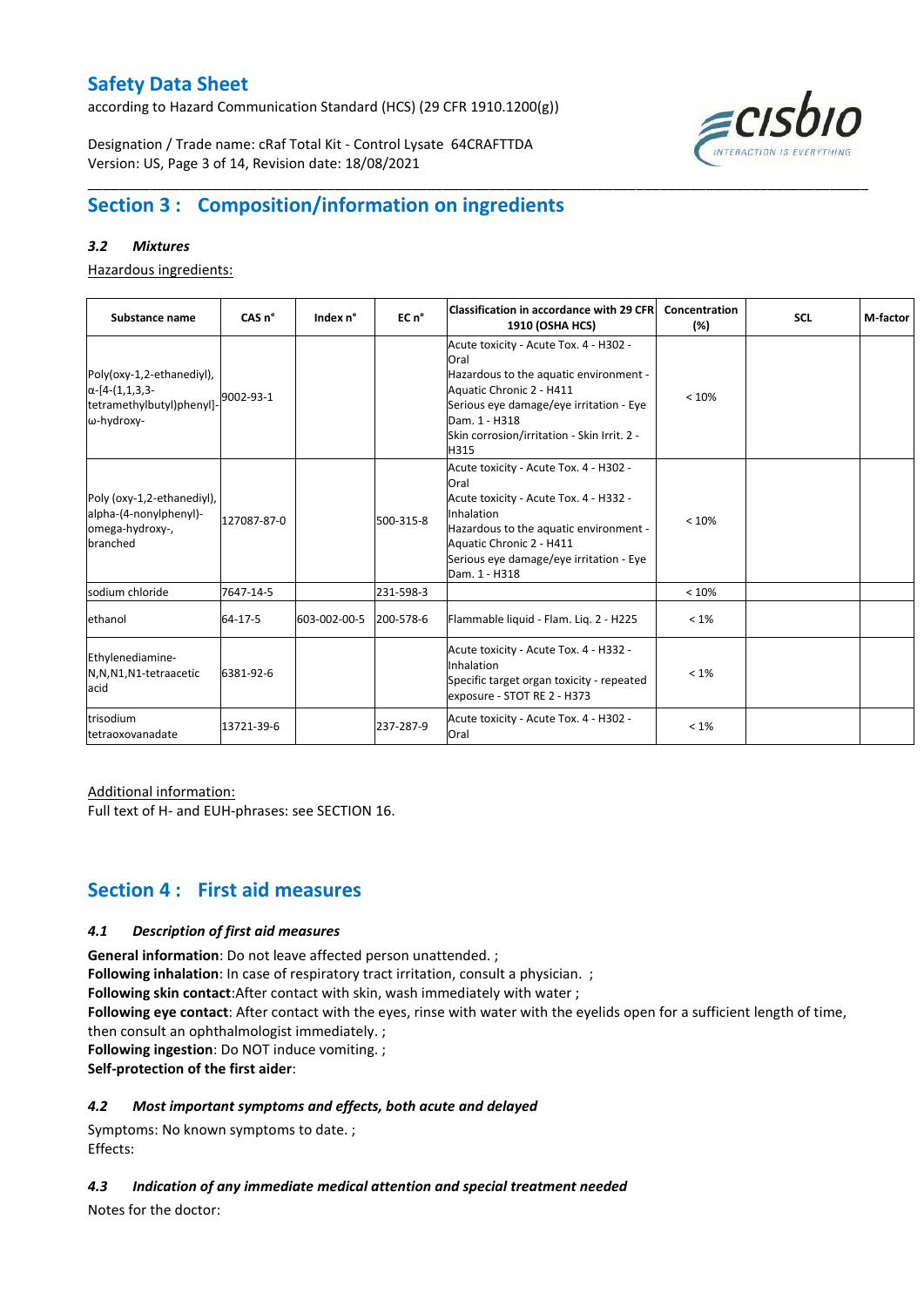## Section 3 : Composition/information on ingredients

### *3.2 Mixtures*

Hazardous ingredients:

| Substance name | CAS n° | Index n° | EC n° | Classification in accordance with 29 CFR 1910 (OSHA HCS) | Concentration (%) | SCL | M-factor |
|---|---|---|---|---|---|---|---|
| Poly(oxy-1,2-ethanediyl), α-[4-(1,1,3,3-tetramethylbutyl)phenyl]-ω-hydroxy- | 9002-93-1 | | | Acute toxicity - Acute Tox. 4 - H302 - Oral<br>Hazardous to the aquatic environment - Aquatic Chronic 2 - H411<br>Serious eye damage/eye irritation - Eye Dam. 1 - H318<br>Skin corrosion/irritation - Skin Irrit. 2 - H315 | < 10% | | |
| Poly (oxy-1,2-ethanediyl), alpha-(4-nonylphenyl)-omega-hydroxy-, branched | 127087-87-0 | | 500-315-8 | Acute toxicity - Acute Tox. 4 - H302 - Oral<br>Acute toxicity - Acute Tox. 4 - H332 - Inhalation<br>Hazardous to the aquatic environment - Aquatic Chronic 2 - H411<br>Serious eye damage/eye irritation - Eye Dam. 1 - H318 | < 10% | | |
| sodium chloride | 7647-14-5 | | 231-598-3 | | < 10% | | |
| ethanol | 64-17-5 | 603-002-00-5 | 200-578-6 | Flammable liquid - Flam. Liq. 2 - H225 | < 1% | | |
| Ethylenediamine-N,N,N1,N1-tetraacetic acid | 6381-92-6 | | | Acute toxicity - Acute Tox. 4 - H332 - Inhalation<br>Specific target organ toxicity - repeated exposure - STOT RE 2 - H373 | < 1% | | |
| trisodium tetraoxovanadate | 13721-39-6 | | 237-287-9 | Acute toxicity - Acute Tox. 4 - H302 - Oral | < 1% | | |

Additional information:
Full text of H- and EUH-phrases: see SECTION 16.

## Section 4 : First aid measures

### *4.1 Description of first aid measures*

**General information**: Do not leave affected person unattended. ;
**Following inhalation**: In case of respiratory tract irritation, consult a physician. ;
**Following skin contact**:After contact with skin, wash immediately with water ;
**Following eye contact**: After contact with the eyes, rinse with water with the eyelids open for a sufficient length of time, then consult an ophthalmologist immediately. ;
**Following ingestion**: Do NOT induce vomiting. ;
**Self-protection of the first aider**:

### *4.2 Most important symptoms and effects, both acute and delayed*

Symptoms: No known symptoms to date. ;
Effects:

### *4.3 Indication of any immediate medical attention and special treatment needed*

Notes for the doctor: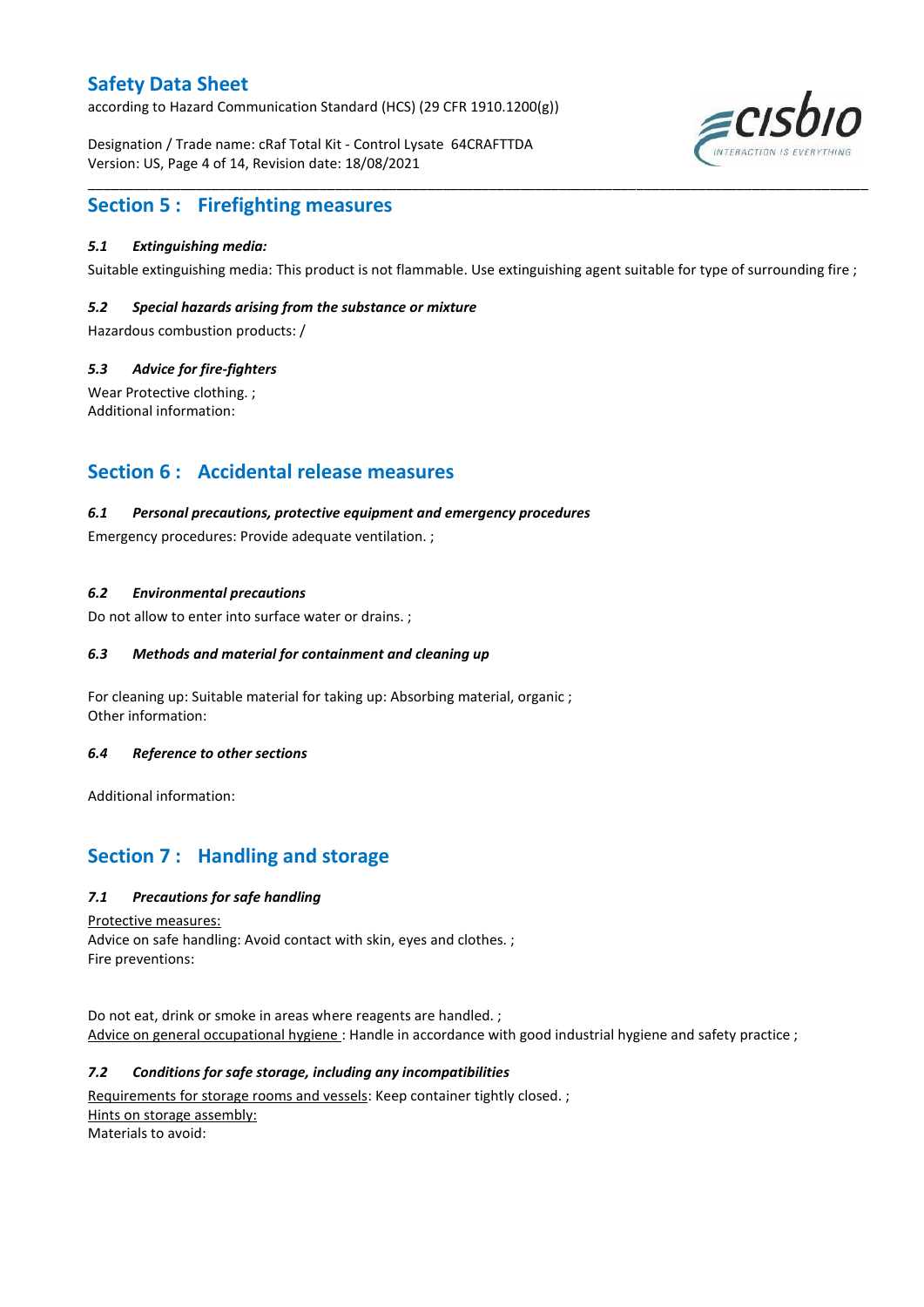## Section 5 : Firefighting measures

### *5.1 Extinguishing media:*

Suitable extinguishing media: This product is not flammable. Use extinguishing agent suitable for type of surrounding fire ;

### *5.2 Special hazards arising from the substance or mixture*

Hazardous combustion products: /

### *5.3 Advice for fire-fighters*

Wear Protective clothing. ;
Additional information:

## Section 6 : Accidental release measures

### *6.1 Personal precautions, protective equipment and emergency procedures*

Emergency procedures: Provide adequate ventilation. ;

### *6.2 Environmental precautions*

Do not allow to enter into surface water or drains. ;

### *6.3 Methods and material for containment and cleaning up*

For cleaning up: Suitable material for taking up: Absorbing material, organic ;
Other information:

### *6.4 Reference to other sections*

Additional information:

## Section 7 : Handling and storage

### *7.1 Precautions for safe handling*

Protective measures:
Advice on safe handling: Avoid contact with skin, eyes and clothes. ;
Fire preventions:

Do not eat, drink or smoke in areas where reagents are handled. ;
Advice on general occupational hygiene : Handle in accordance with good industrial hygiene and safety practice ;

### *7.2 Conditions for safe storage, including any incompatibilities*

Requirements for storage rooms and vessels: Keep container tightly closed. ;
Hints on storage assembly:
Materials to avoid: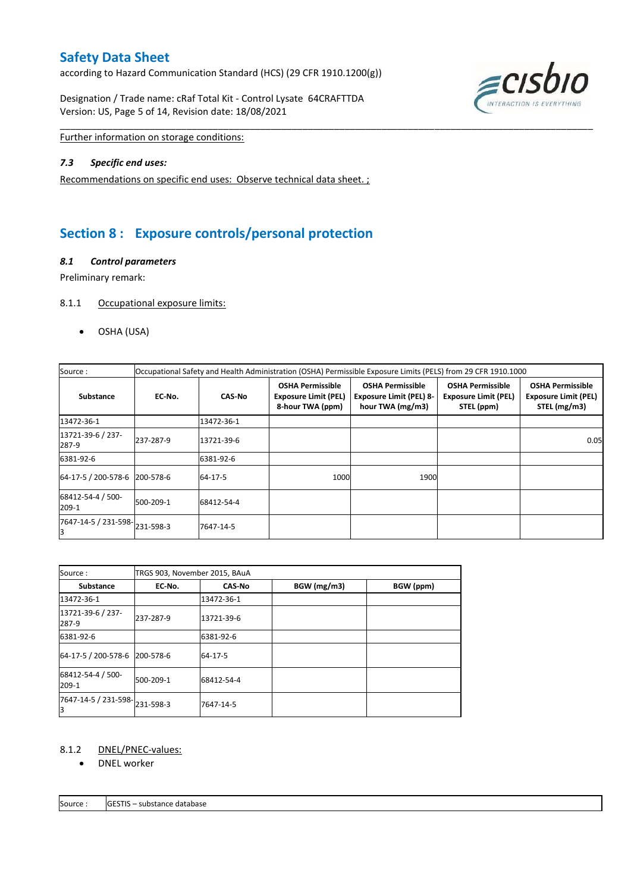Further information on storage conditions:

### *7.3 Specific end uses:*

Recommendations on specific end uses: Observe technical data sheet. ;

## Section 8 : Exposure controls/personal protection

### *8.1 Control parameters*

Preliminary remark:

8.1.1 Occupational exposure limits:

- OSHA (USA)

| Source : | Occupational Safety and Health Administration (OSHA) Permissible Exposure Limits (PELS) from 29 CFR 1910.1000 | | | | | |
|---|---|---|---|---|---|---|
| **Substance** | **EC-No.** | **CAS-No** | **OSHA Permissible Exposure Limit (PEL) 8-hour TWA (ppm)** | **OSHA Permissible Exposure Limit (PEL) 8-hour TWA (mg/m3)** | **OSHA Permissible Exposure Limit (PEL) STEL (ppm)** | **OSHA Permissible Exposure Limit (PEL) STEL (mg/m3)** |
| 13472-36-1 | | 13472-36-1 | | | | |
| 13721-39-6 / 237-287-9 | 237-287-9 | 13721-39-6 | | | | 0.05 |
| 6381-92-6 | | 6381-92-6 | | | | |
| 64-17-5 / 200-578-6 | 200-578-6 | 64-17-5 | 1000 | 1900 | | |
| 68412-54-4 / 500-209-1 | 500-209-1 | 68412-54-4 | | | | |
| 7647-14-5 / 231-598-3 | 231-598-3 | 7647-14-5 | | | | |

| Source : | TRGS 903, November 2015, BAuA | | | |
|---|---|---|---|---|
| **Substance** | **EC-No.** | **CAS-No** | **BGW (mg/m3)** | **BGW (ppm)** |
| 13472-36-1 | | 13472-36-1 | | |
| 13721-39-6 / 237-287-9 | 237-287-9 | 13721-39-6 | | |
| 6381-92-6 | | 6381-92-6 | | |
| 64-17-5 / 200-578-6 | 200-578-6 | 64-17-5 | | |
| 68412-54-4 / 500-209-1 | 500-209-1 | 68412-54-4 | | |
| 7647-14-5 / 231-598-3 | 231-598-3 | 7647-14-5 | | |

8.1.2 DNEL/PNEC-values:

- DNEL worker

| Source : | GESTIS – substance database |
|---|---|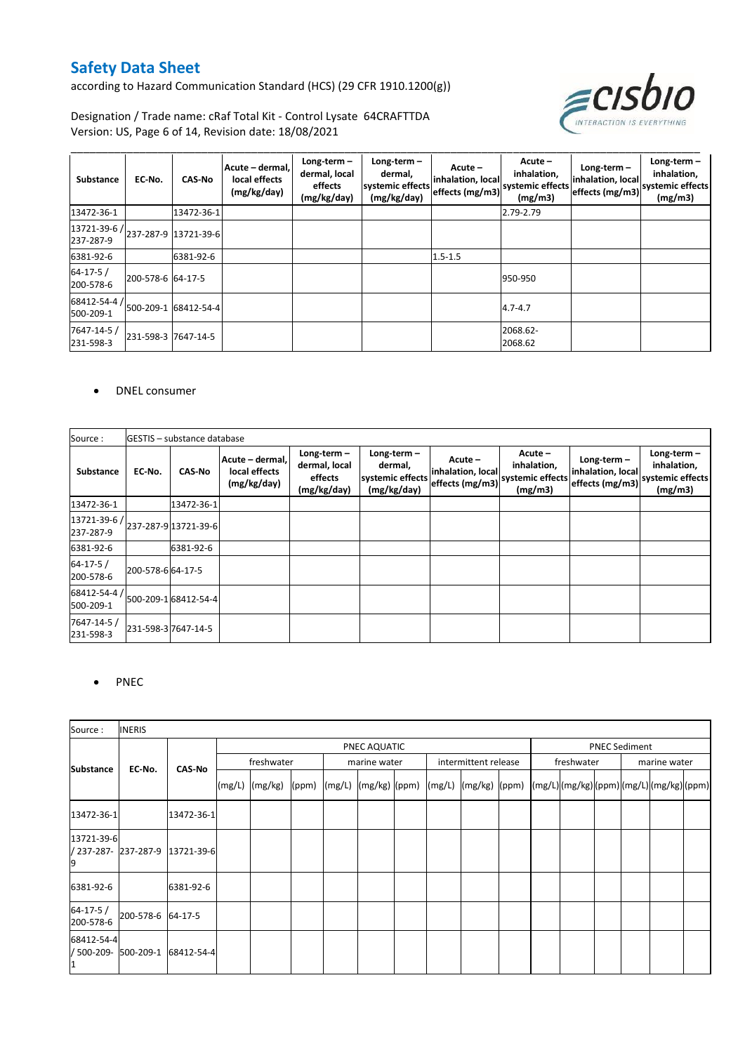| Substance | EC-No. | CAS-No | Acute – dermal, local effects (mg/kg/day) | Long-term – dermal, local effects (mg/kg/day) | Long-term – dermal, systemic effects (mg/kg/day) | Acute – inhalation, local effects (mg/m3) | Acute – inhalation, systemic effects (mg/m3) | Long-term – inhalation, local effects (mg/m3) | Long-term – inhalation, systemic effects (mg/m3) |
|---|---|---|---|---|---|---|---|---|---|
| 13472-36-1 | | 13472-36-1 | | | | | 2.79-2.79 | | |
| 13721-39-6 / 237-287-9 | 237-287-9 | 13721-39-6 | | | | | | | |
| 6381-92-6 | | 6381-92-6 | | | | 1.5-1.5 | | | |
| 64-17-5 / 200-578-6 | 200-578-6 | 64-17-5 | | | | | 950-950 | | |
| 68412-54-4 / 500-209-1 | 500-209-1 | 68412-54-4 | | | | | 4.7-4.7 | | |
| 7647-14-5 / 231-598-3 | 231-598-3 | 7647-14-5 | | | | | 2068.62-2068.62 | | |

- DNEL consumer

| Source : | GESTIS – substance database | | | | | | | | |
|---|---|---|---|---|---|---|---|---|---|
| Substance | EC-No. | CAS-No | Acute – dermal, local effects (mg/kg/day) | Long-term – dermal, local effects (mg/kg/day) | Long-term – dermal, systemic effects (mg/kg/day) | Acute – inhalation, local effects (mg/m3) | Acute – inhalation, systemic effects (mg/m3) | Long-term – inhalation, local effects (mg/m3) | Long-term – inhalation, systemic effects (mg/m3) |
| 13472-36-1 | | 13472-36-1 | | | | | | | |
| 13721-39-6 / 237-287-9 | 237-287-9 | 13721-39-6 | | | | | | | |
| 6381-92-6 | | 6381-92-6 | | | | | | | |
| 64-17-5 / 200-578-6 | 200-578-6 | 64-17-5 | | | | | | | |
| 68412-54-4 / 500-209-1 | 500-209-1 | 68412-54-4 | | | | | | | |
| 7647-14-5 / 231-598-3 | 231-598-3 | 7647-14-5 | | | | | | | |

- PNEC

| Source : | INERIS | | | | | | | | | | | | | | | | | |
|---|---|---|---|---|---|---|---|---|---|---|---|---|---|---|---|---|---|---|
| Substance | EC-No. | CAS-No | PNEC AQUATIC | | | | | | | | | PNEC Sediment | | | | | |
| | | | freshwater | | | marine water | | | intermittent release | | | freshwater | | | marine water | | |
| | | | (mg/L) | (mg/kg) | (ppm) | (mg/L) | (mg/kg) | (ppm) | (mg/L) | (mg/kg) | (ppm) | (mg/L) | (mg/kg) | (ppm) | (mg/L) | (mg/kg) | (ppm) |
| 13472-36-1 | | 13472-36-1 | | | | | | | | | | | | | | | |
| 13721-39-6 / 237-287-9 | 237-287-9 | 13721-39-6 | | | | | | | | | | | | | | | |
| 6381-92-6 | | 6381-92-6 | | | | | | | | | | | | | | | |
| 64-17-5 / 200-578-6 | 200-578-6 | 64-17-5 | | | | | | | | | | | | | | | |
| 68412-54-4 / 500-209-1 | 500-209-1 | 68412-54-4 | | | | | | | | | | | | | | | |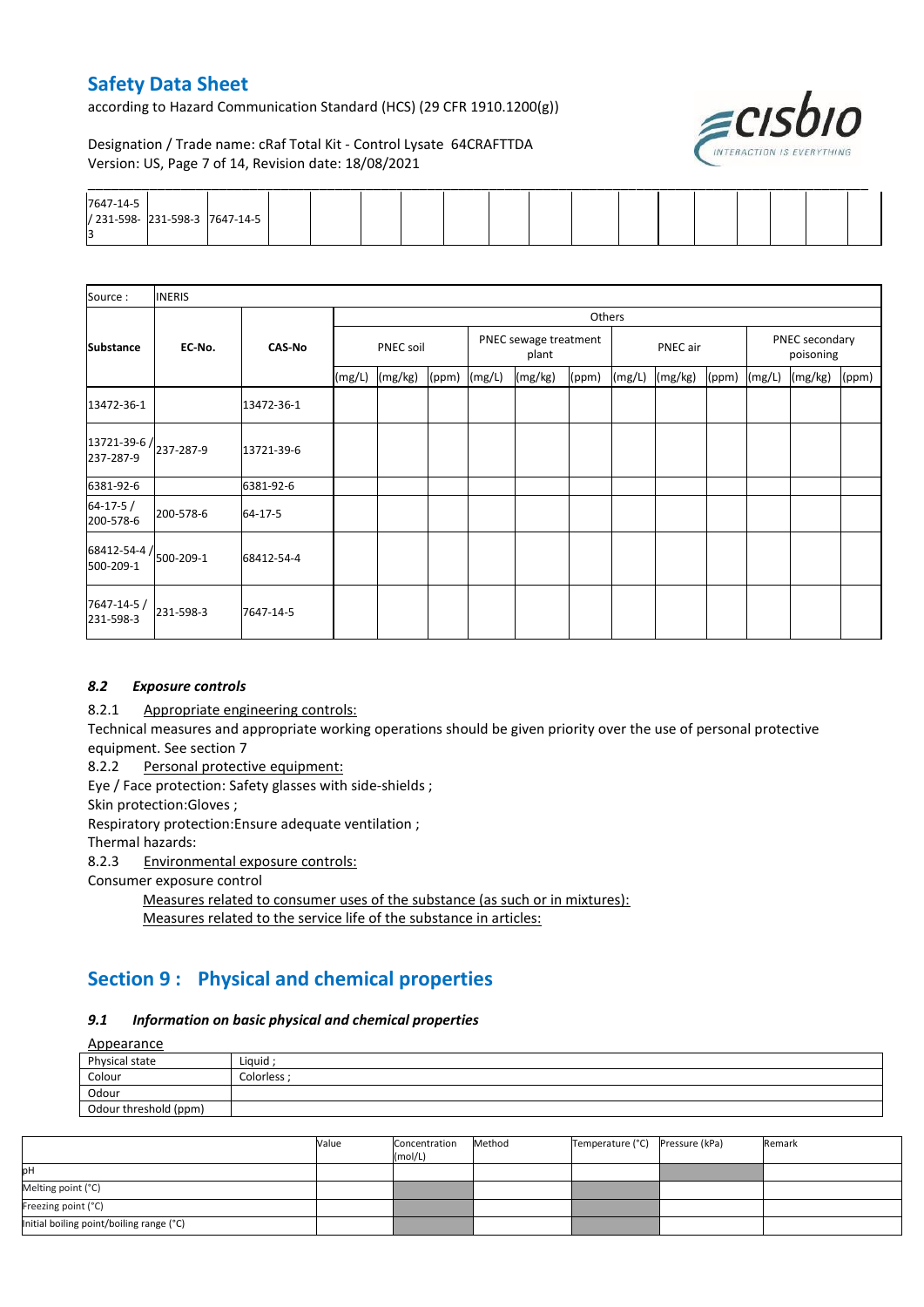| 7647-14-5 / 231-598-3 | 231-598-3 | 7647-14-5 | | | | | | | | | | | | | |
|---|---|---|---|---|---|---|---|---|---|---|---|---|---|---|---|

| Source : | INERIS | | | | | | | | | | | | | |
|---|---|---|---|---|---|---|---|---|---|---|---|---|---|---|
| Substance | EC-No. | CAS-No | Others | | | | | | | | | | | |
| | | | PNEC soil | | | PNEC sewage treatment plant | | | PNEC air | | | PNEC secondary poisoning | | |
| | | | (mg/L) | (mg/kg) | (ppm) | (mg/L) | (mg/kg) | (ppm) | (mg/L) | (mg/kg) | (ppm) | (mg/L) | (mg/kg) | (ppm) |
| 13472-36-1 | | 13472-36-1 | | | | | | | | | | | | |
| 13721-39-6 / 237-287-9 | 237-287-9 | 13721-39-6 | | | | | | | | | | | | |
| 6381-92-6 | | 6381-92-6 | | | | | | | | | | | | |
| 64-17-5 / 200-578-6 | 200-578-6 | 64-17-5 | | | | | | | | | | | | |
| 68412-54-4 / 500-209-1 | 500-209-1 | 68412-54-4 | | | | | | | | | | | | |
| 7647-14-5 / 231-598-3 | 231-598-3 | 7647-14-5 | | | | | | | | | | | | |

### *8.2 Exposure controls*

8.2.1 Appropriate engineering controls:

Technical measures and appropriate working operations should be given priority over the use of personal protective equipment. See section 7

8.2.2 Personal protective equipment:

Eye / Face protection: Safety glasses with side-shields ;

Skin protection:Gloves ;

Respiratory protection:Ensure adequate ventilation ;

Thermal hazards:

8.2.3 Environmental exposure controls:

Consumer exposure control

Measures related to consumer uses of the substance (as such or in mixtures):

Measures related to the service life of the substance in articles:

## Section 9 : Physical and chemical properties

### *9.1 Information on basic physical and chemical properties*

Appearance

| Physical state | Liquid ; |
|---|---|
| Colour | Colorless ; |
| Odour | |
| Odour threshold (ppm) | |

| | Value | Concentration (mol/L) | Method | Temperature (°C) | Pressure (kPa) | Remark |
|---|---|---|---|---|---|---|
| pH | | | | | | |
| Melting point (°C) | | | | | | |
| Freezing point (°C) | | | | | | |
| Initial boiling point/boiling range (°C) | | | | | | |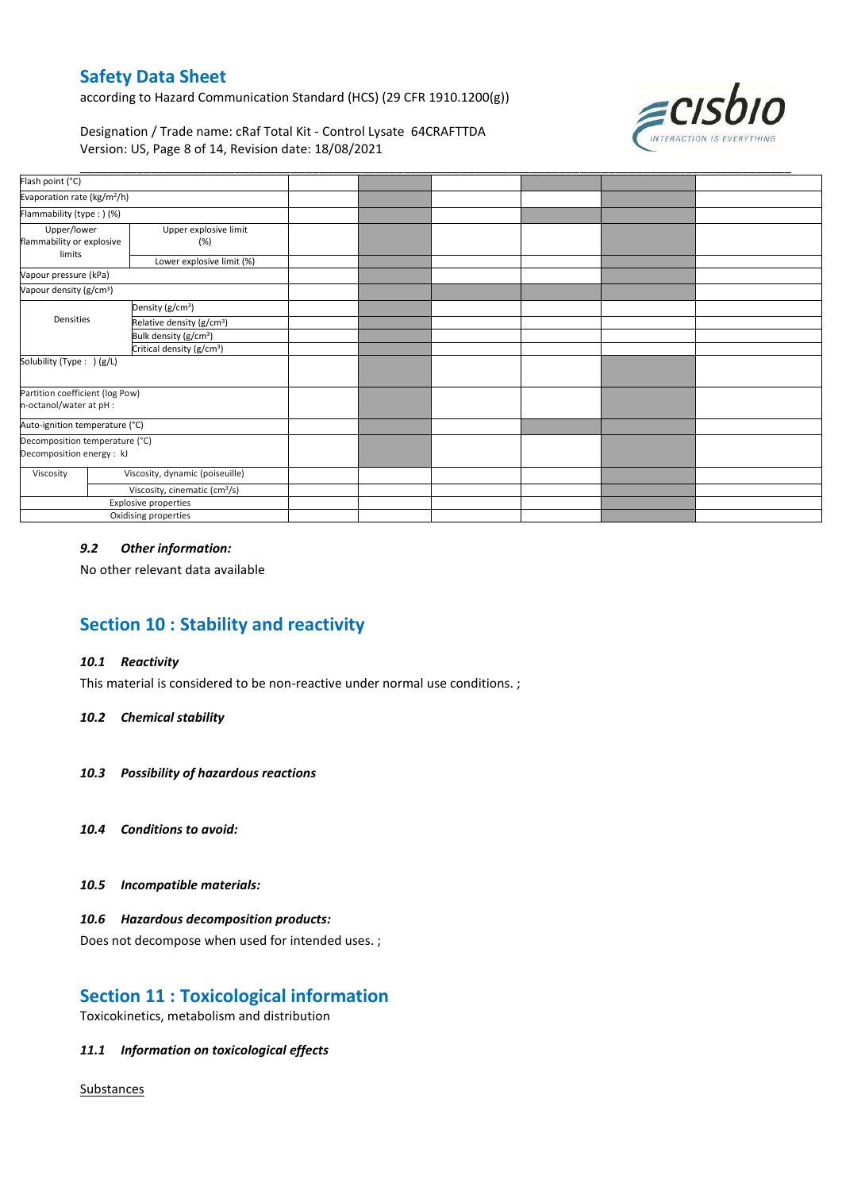| Flash point (°C) | | | | | | | |
|---|---|---|---|---|---|---|---|
| Evaporation rate (kg/m²/h) | | | | | | | |
| Flammability (type : ) (%) | | | | | | | |
| Upper/lower flammability or explosive limits | Upper explosive limit (%) | | | | | | |
| | Lower explosive limit (%) | | | | | | |
| Vapour pressure (kPa) | | | | | | | |
| Vapour density (g/cm³) | | | | | | | |
| Densities | Density (g/cm³) | | | | | | |
| | Relative density (g/cm³) | | | | | | |
| | Bulk density (g/cm³) | | | | | | |
| | Critical density (g/cm³) | | | | | | |
| Solubility (Type : ) (g/L) | | | | | | | |
| Partition coefficient (log Pow) n-octanol/water at pH : | | | | | | | |
| Auto-ignition temperature (°C) | | | | | | | |
| Decomposition temperature (°C) Decomposition energy : kJ | | | | | | | |
| Viscosity | Viscosity, dynamic (poiseuille) | | | | | | |
| | Viscosity, cinematic (cm³/s) | | | | | | |
| Explosive properties | | | | | | | |
| Oxidising properties | | | | | | | |

### *9.2 Other information:*

No other relevant data available

## Section 10 : Stability and reactivity

### *10.1 Reactivity*

This material is considered to be non-reactive under normal use conditions. ;

### *10.2 Chemical stability*

### *10.3 Possibility of hazardous reactions*

### *10.4 Conditions to avoid:*

### *10.5 Incompatible materials:*

### *10.6 Hazardous decomposition products:*

Does not decompose when used for intended uses. ;

## Section 11 : Toxicological information

Toxicokinetics, metabolism and distribution

### *11.1 Information on toxicological effects*

Substances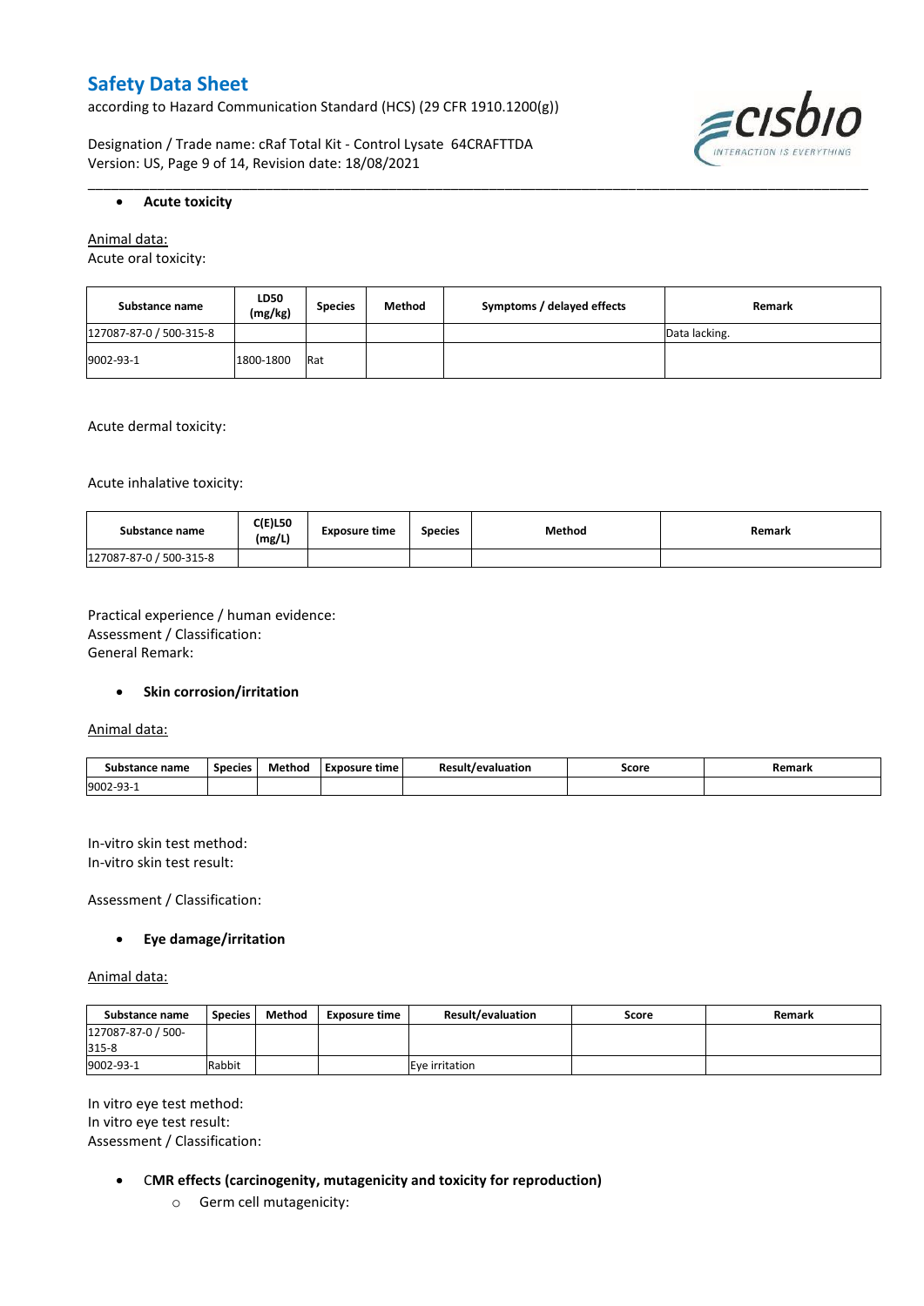- **Acute toxicity**

Animal data:
Acute oral toxicity:

| Substance name | LD50 (mg/kg) | Species | Method | Symptoms / delayed effects | Remark |
|---|---|---|---|---|---|
| 127087-87-0 / 500-315-8 | | | | | Data lacking. |
| 9002-93-1 | 1800-1800 | Rat | | | |

Acute dermal toxicity:

Acute inhalative toxicity:

| Substance name | C(E)L50 (mg/L) | Exposure time | Species | Method | Remark |
|---|---|---|---|---|---|
| 127087-87-0 / 500-315-8 | | | | | |

Practical experience / human evidence:
Assessment / Classification:
General Remark:

- **Skin corrosion/irritation**

Animal data:

| Substance name | Species | Method | Exposure time | Result/evaluation | Score | Remark |
|---|---|---|---|---|---|---|
| 9002-93-1 | | | | | | |

In-vitro skin test method:
In-vitro skin test result:

Assessment / Classification:

- **Eye damage/irritation**

Animal data:

| Substance name | Species | Method | Exposure time | Result/evaluation | Score | Remark |
|---|---|---|---|---|---|---|
| 127087-87-0 / 500-315-8 | | | | | | |
| 9002-93-1 | Rabbit | | | Eye irritation | | |

In vitro eye test method:
In vitro eye test result:
Assessment / Classification:

- **CMR effects (carcinogenity, mutagenicity and toxicity for reproduction)**
  - Germ cell mutagenicity: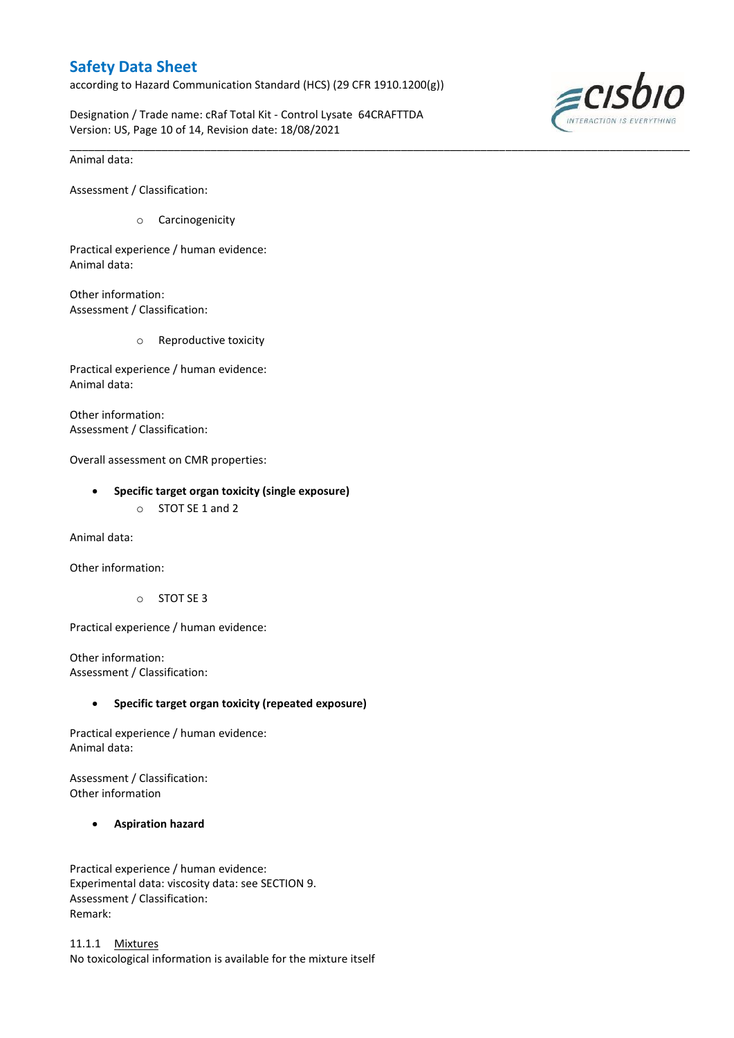Animal data:

Assessment / Classification:

- Carcinogenicity

Practical experience / human evidence:
Animal data:

Other information:
Assessment / Classification:

- Reproductive toxicity

Practical experience / human evidence:
Animal data:

Other information:
Assessment / Classification:

Overall assessment on CMR properties:

- **Specific target organ toxicity (single exposure)**
  - STOT SE 1 and 2

Animal data:

Other information:

- STOT SE 3

Practical experience / human evidence:

Other information:
Assessment / Classification:

- **Specific target organ toxicity (repeated exposure)**

Practical experience / human evidence:
Animal data:

Assessment / Classification:
Other information

- **Aspiration hazard**

Practical experience / human evidence:
Experimental data: viscosity data: see SECTION 9.
Assessment / Classification:
Remark:

11.1.1 Mixtures
No toxicological information is available for the mixture itself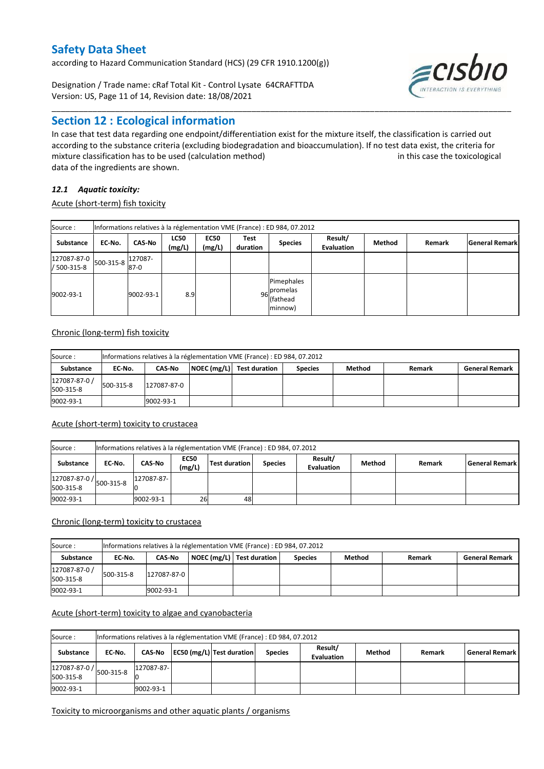# Safety Data Sheet

according to Hazard Communication Standard (HCS) (29 CFR 1910.1200(g))

Designation / Trade name: cRaf Total Kit - Control Lysate 64CRAFTTDA
Version: US, Page 11 of 14, Revision date: 18/08/2021

## Section 12 : Ecological information

In case that test data regarding one endpoint/differentiation exist for the mixture itself, the classification is carried out according to the substance criteria (excluding biodegradation and bioaccumulation). If no test data exist, the criteria for mixture classification has to be used (calculation method) in this case the toxicological data of the ingredients are shown.

### *12.1 Aquatic toxicity:*

Acute (short-term) fish toxicity

| Source : | Informations relatives à la réglementation VME (France) : ED 984, 07.2012 | | | | | | | | | |
|---|---|---|---|---|---|---|---|---|---|---|
| Substance | EC-No. | CAS-No | LC50 (mg/L) | EC50 (mg/L) | Test duration | Species | Result/ Evaluation | Method | Remark | General Remark |
| 127087-87-0 / 500-315-8 | 500-315-8 | 127087-87-0 | | | | | | | | |
| 9002-93-1 | | 9002-93-1 | 8.9 | | 96 | Pimephales promelas (fathead minnow) | | | | |

Chronic (long-term) fish toxicity

| Source : | Informations relatives à la réglementation VME (France) : ED 984, 07.2012 | | | | | | | |
|---|---|---|---|---|---|---|---|---|
| Substance | EC-No. | CAS-No | NOEC (mg/L) | Test duration | Species | Method | Remark | General Remark |
| 127087-87-0 / 500-315-8 | 500-315-8 | 127087-87-0 | | | | | | |
| 9002-93-1 | | 9002-93-1 | | | | | | |

Acute (short-term) toxicity to crustacea

| Source : | Informations relatives à la réglementation VME (France) : ED 984, 07.2012 | | | | | | | | |
|---|---|---|---|---|---|---|---|---|---|
| Substance | EC-No. | CAS-No | EC50 (mg/L) | Test duration | Species | Result/ Evaluation | Method | Remark | General Remark |
| 127087-87-0 / 500-315-8 | 500-315-8 | 127087-87-0 | | | | | | | |
| 9002-93-1 | | 9002-93-1 | 26 | 48 | | | | | |

Chronic (long-term) toxicity to crustacea

| Source : | Informations relatives à la réglementation VME (France) : ED 984, 07.2012 | | | | | | | |
|---|---|---|---|---|---|---|---|---|
| Substance | EC-No. | CAS-No | NOEC (mg/L) | Test duration | Species | Method | Remark | General Remark |
| 127087-87-0 / 500-315-8 | 500-315-8 | 127087-87-0 | | | | | | |
| 9002-93-1 | | 9002-93-1 | | | | | | |

Acute (short-term) toxicity to algae and cyanobacteria

| Source : | Informations relatives à la réglementation VME (France) : ED 984, 07.2012 | | | | | | | | |
|---|---|---|---|---|---|---|---|---|---|
| Substance | EC-No. | CAS-No | EC50 (mg/L) | Test duration | Species | Result/ Evaluation | Method | Remark | General Remark |
| 127087-87-0 / 500-315-8 | 500-315-8 | 127087-87-0 | | | | | | | |
| 9002-93-1 | | 9002-93-1 | | | | | | | |

Toxicity to microorganisms and other aquatic plants / organisms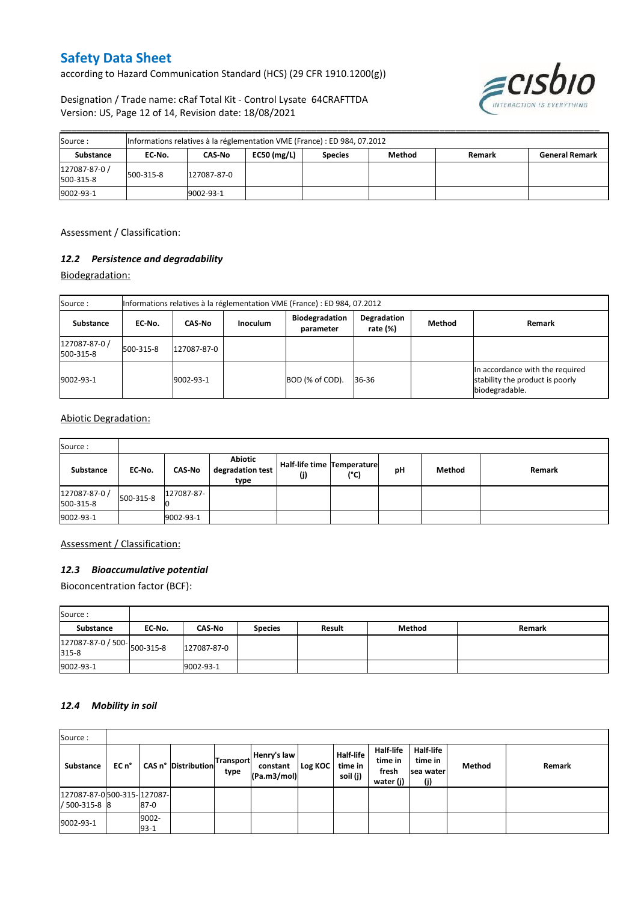| Source : | Informations relatives à la réglementation VME (France) : ED 984, 07.2012 | | | | | | |
|---|---|---|---|---|---|---|---|
| Substance | EC-No. | CAS-No | EC50 (mg/L) | Species | Method | Remark | General Remark |
| 127087-87-0 / 500-315-8 | 500-315-8 | 127087-87-0 | | | | | |
| 9002-93-1 | | 9002-93-1 | | | | | |

Assessment / Classification:

### *12.2 Persistence and degradability*

Biodegradation:

| Source : | Informations relatives à la réglementation VME (France) : ED 984, 07.2012 | | | | | | |
|---|---|---|---|---|---|---|---|
| Substance | EC-No. | CAS-No | Inoculum | Biodegradation parameter | Degradation rate (%) | Method | Remark |
| 127087-87-0 / 500-315-8 | 500-315-8 | 127087-87-0 | | | | | |
| 9002-93-1 | | 9002-93-1 | | BOD (% of COD). | 36-36 | | In accordance with the required stability the product is poorly biodegradable. |

Abiotic Degradation:

| Source : | | | | | | | | |
|---|---|---|---|---|---|---|---|---|
| Substance | EC-No. | CAS-No | Abiotic degradation test type | Half-life time (j) | Temperature (°C) | pH | Method | Remark |
| 127087-87-0 / 500-315-8 | 500-315-8 | 127087-87-0 | | | | | | |
| 9002-93-1 | | 9002-93-1 | | | | | | |

Assessment / Classification:

### *12.3 Bioaccumulative potential*

Bioconcentration factor (BCF):

| Source : | | | | | | |
|---|---|---|---|---|---|---|
| Substance | EC-No. | CAS-No | Species | Result | Method | Remark |
| 127087-87-0 / 500-315-8 | 500-315-8 | 127087-87-0 | | | | |
| 9002-93-1 | | 9002-93-1 | | | | |

### *12.4 Mobility in soil*

| Source : | | | | | | | | | | | |
|---|---|---|---|---|---|---|---|---|---|---|---|
| Substance | EC n° | CAS n° | Distribution | Transport type | Henry's law constant (Pa.m3/mol) | Log KOC | Half-life time in soil (j) | Half-life time in fresh water (j) | Half-life time in sea water (j) | Method | Remark |
| 127087-87-0 / 500-315-8 | 500-315-8 | 127087-87-0 | | | | | | | | | |
| 9002-93-1 | | 9002-93-1 | | | | | | | | | |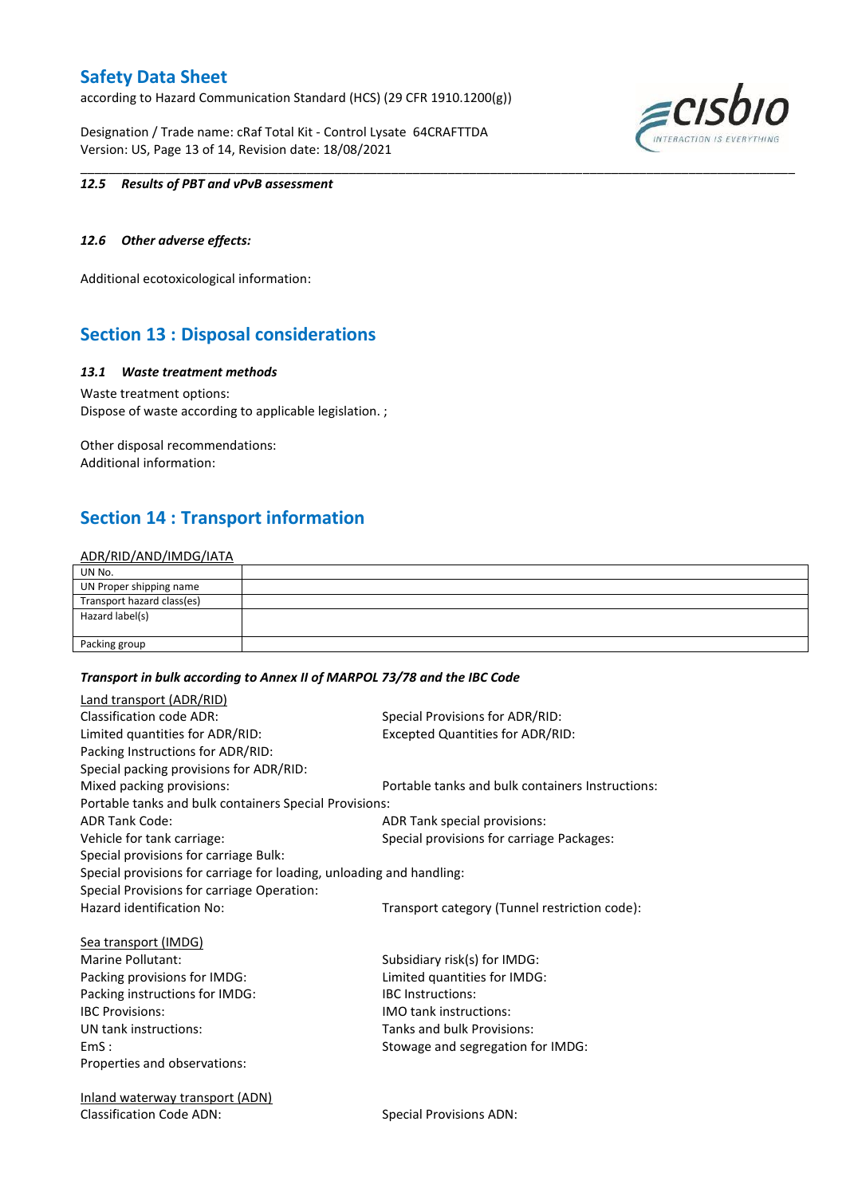*12.5 Results of PBT and vPvB assessment*

*12.6 Other adverse effects:*

Additional ecotoxicological information:

## Section 13 : Disposal considerations

*13.1 Waste treatment methods*

Waste treatment options:
Dispose of waste according to applicable legislation. ;

Other disposal recommendations:
Additional information:

## Section 14 : Transport information

ADR/RID/AND/IMDG/IATA

| UN No. | |
|---|---|
| UN Proper shipping name | |
| Transport hazard class(es) | |
| Hazard label(s) | |
| Packing group | |

***Transport in bulk according to Annex II of MARPOL 73/78 and the IBC Code***

Land transport (ADR/RID)
Classification code ADR:
Special Provisions for ADR/RID:
Limited quantities for ADR/RID:
Excepted Quantities for ADR/RID:
Packing Instructions for ADR/RID:
Special packing provisions for ADR/RID:
Mixed packing provisions:
Portable tanks and bulk containers Instructions:
Portable tanks and bulk containers Special Provisions:
ADR Tank Code:
ADR Tank special provisions:
Vehicle for tank carriage:
Special provisions for carriage Packages:
Special provisions for carriage Bulk:
Special provisions for carriage for loading, unloading and handling:
Special Provisions for carriage Operation:
Hazard identification No:
Transport category (Tunnel restriction code):

Sea transport (IMDG)
Marine Pollutant:
Subsidiary risk(s) for IMDG:
Packing provisions for IMDG:
Limited quantities for IMDG:
Packing instructions for IMDG:
IBC Instructions:
IBC Provisions:
IMO tank instructions:
UN tank instructions:
Tanks and bulk Provisions:
EmS :
Stowage and segregation for IMDG:
Properties and observations:

Inland waterway transport (ADN)
Classification Code ADN:
Special Provisions ADN: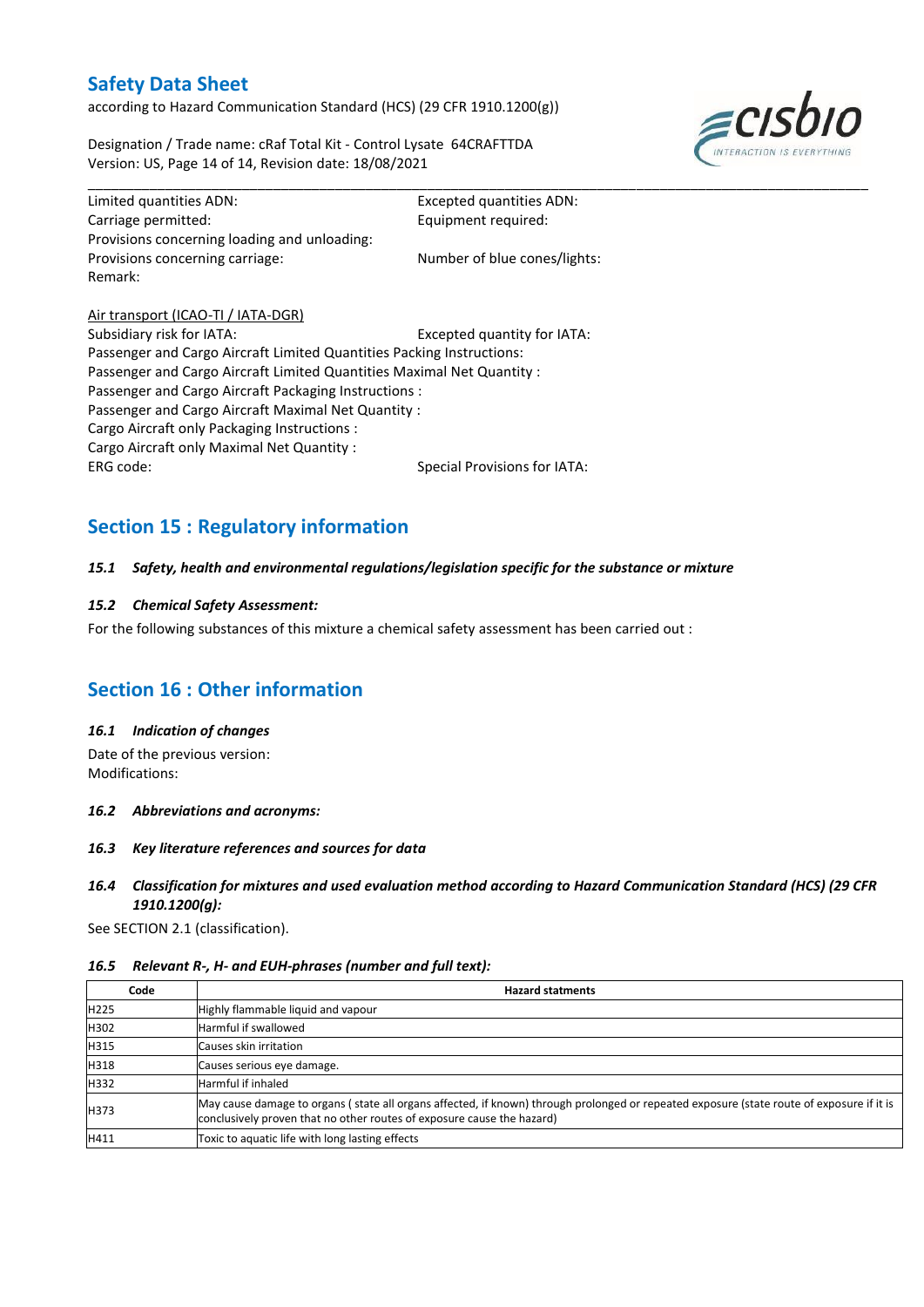Limited quantities ADN: Excepted quantities ADN:
Carriage permitted: Equipment required:
Provisions concerning loading and unloading:
Provisions concerning carriage: Number of blue cones/lights:
Remark:

Air transport (ICAO-TI / IATA-DGR)

Subsidiary risk for IATA: Excepted quantity for IATA:
Passenger and Cargo Aircraft Limited Quantities Packing Instructions:
Passenger and Cargo Aircraft Limited Quantities Maximal Net Quantity :
Passenger and Cargo Aircraft Packaging Instructions :
Passenger and Cargo Aircraft Maximal Net Quantity :
Cargo Aircraft only Packaging Instructions :
Cargo Aircraft only Maximal Net Quantity :
ERG code: Special Provisions for IATA:

## Section 15 : Regulatory information

### *15.1 Safety, health and environmental regulations/legislation specific for the substance or mixture*

### *15.2 Chemical Safety Assessment:*

For the following substances of this mixture a chemical safety assessment has been carried out :

## Section 16 : Other information

### *16.1 Indication of changes*

Date of the previous version:
Modifications:

### *16.2 Abbreviations and acronyms:*

### *16.3 Key literature references and sources for data*

### *16.4 Classification for mixtures and used evaluation method according to Hazard Communication Standard (HCS) (29 CFR 1910.1200(g):*

See SECTION 2.1 (classification).

### *16.5 Relevant R-, H- and EUH-phrases (number and full text):*

| Code | Hazard statments |
|---|---|
| H225 | Highly flammable liquid and vapour |
| H302 | Harmful if swallowed |
| H315 | Causes skin irritation |
| H318 | Causes serious eye damage. |
| H332 | Harmful if inhaled |
| H373 | May cause damage to organs ( state all organs affected, if known) through prolonged or repeated exposure (state route of exposure if it is conclusively proven that no other routes of exposure cause the hazard) |
| H411 | Toxic to aquatic life with long lasting effects |